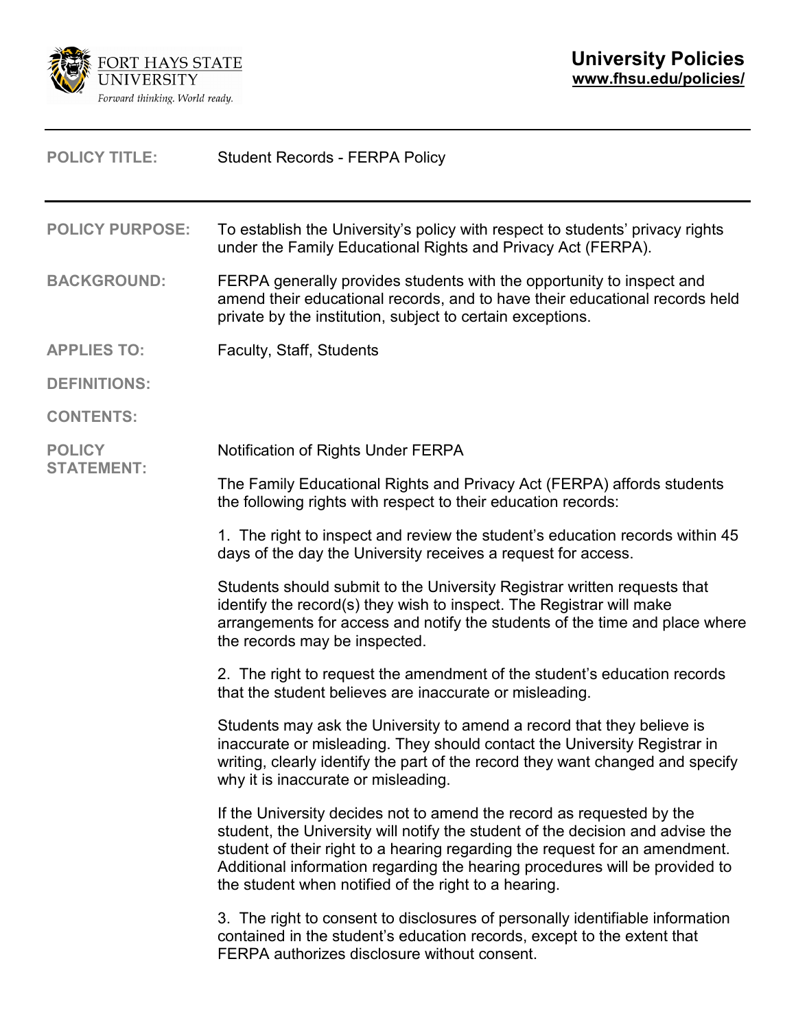# University Policies

**www.fhsu.edu/policies/**

**POLICY TITLE:** Student Records - FERPA Policy

**POLICY PURPOSE:** To establish the University's policy with respect to students' privacy rights under the Family Educational Rights and Privacy Act (FERPA).

**BACKGROUND:** FERPA generally provides students with the opportunity to inspect and amend their educational records, and to have their educational records held private by the institution, subject to certain exceptions.

**APPLIES TO:** Faculty, Staff, Students

**DEFINITIONS:**

**CONTENTS:**

**POLICY STATEMENT:**

Notification of Rights Under FERPA

The Family Educational Rights and Privacy Act (FERPA) affords students the following rights with respect to their education records:

1. The right to inspect and review the student's education records within 45 days of the day the University receives a request for access.

Students should submit to the University Registrar written requests that identify the record(s) they wish to inspect. The Registrar will make arrangements for access and notify the students of the time and place where the records may be inspected.

2. The right to request the amendment of the student's education records that the student believes are inaccurate or misleading.

Students may ask the University to amend a record that they believe is inaccurate or misleading. They should contact the University Registrar in writing, clearly identify the part of the record they want changed and specify why it is inaccurate or misleading.

If the University decides not to amend the record as requested by the student, the University will notify the student of the decision and advise the student of their right to a hearing regarding the request for an amendment. Additional information regarding the hearing procedures will be provided to the student when notified of the right to a hearing.

3. The right to consent to disclosures of personally identifiable information contained in the student's education records, except to the extent that FERPA authorizes disclosure without consent.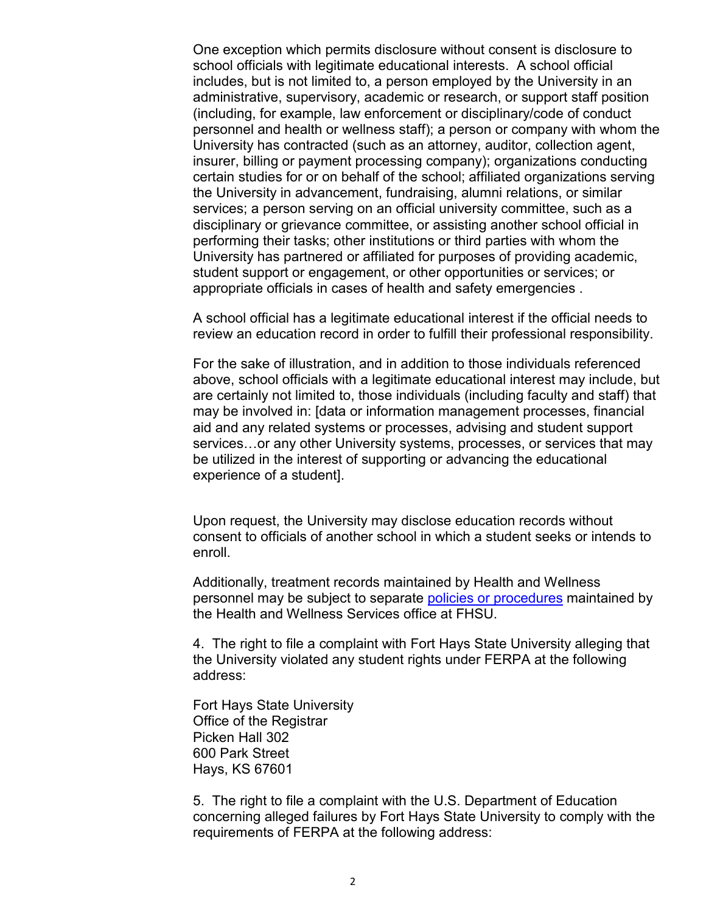One exception which permits disclosure without consent is disclosure to school officials with legitimate educational interests. A school official includes, but is not limited to, a person employed by the University in an administrative, supervisory, academic or research, or support staff position (including, for example, law enforcement or disciplinary/code of conduct personnel and health or wellness staff); a person or company with whom the University has contracted (such as an attorney, auditor, collection agent, insurer, billing or payment processing company); organizations conducting certain studies for or on behalf of the school; affiliated organizations serving the University in advancement, fundraising, alumni relations, or similar services; a person serving on an official university committee, such as a disciplinary or grievance committee, or assisting another school official in performing their tasks; other institutions or third parties with whom the University has partnered or affiliated for purposes of providing academic, student support or engagement, or other opportunities or services; or appropriate officials in cases of health and safety emergencies .

A school official has a legitimate educational interest if the official needs to review an education record in order to fulfill their professional responsibility.

For the sake of illustration, and in addition to those individuals referenced above, school officials with a legitimate educational interest may include, but are certainly not limited to, those individuals (including faculty and staff) that may be involved in: [data or information management processes, financial aid and any related systems or processes, advising and student support services…or any other University systems, processes, or services that may be utilized in the interest of supporting or advancing the educational experience of a student].

Upon request, the University may disclose education records without consent to officials of another school in which a student seeks or intends to enroll.

Additionally, treatment records maintained by Health and Wellness personnel may be subject to separate [policies or procedures] maintained by the Health and Wellness Services office at FHSU.

4. The right to file a complaint with Fort Hays State University alleging that the University violated any student rights under FERPA at the following address:

Fort Hays State University
Office of the Registrar
Picken Hall 302
600 Park Street
Hays, KS 67601

5. The right to file a complaint with the U.S. Department of Education concerning alleged failures by Fort Hays State University to comply with the requirements of FERPA at the following address: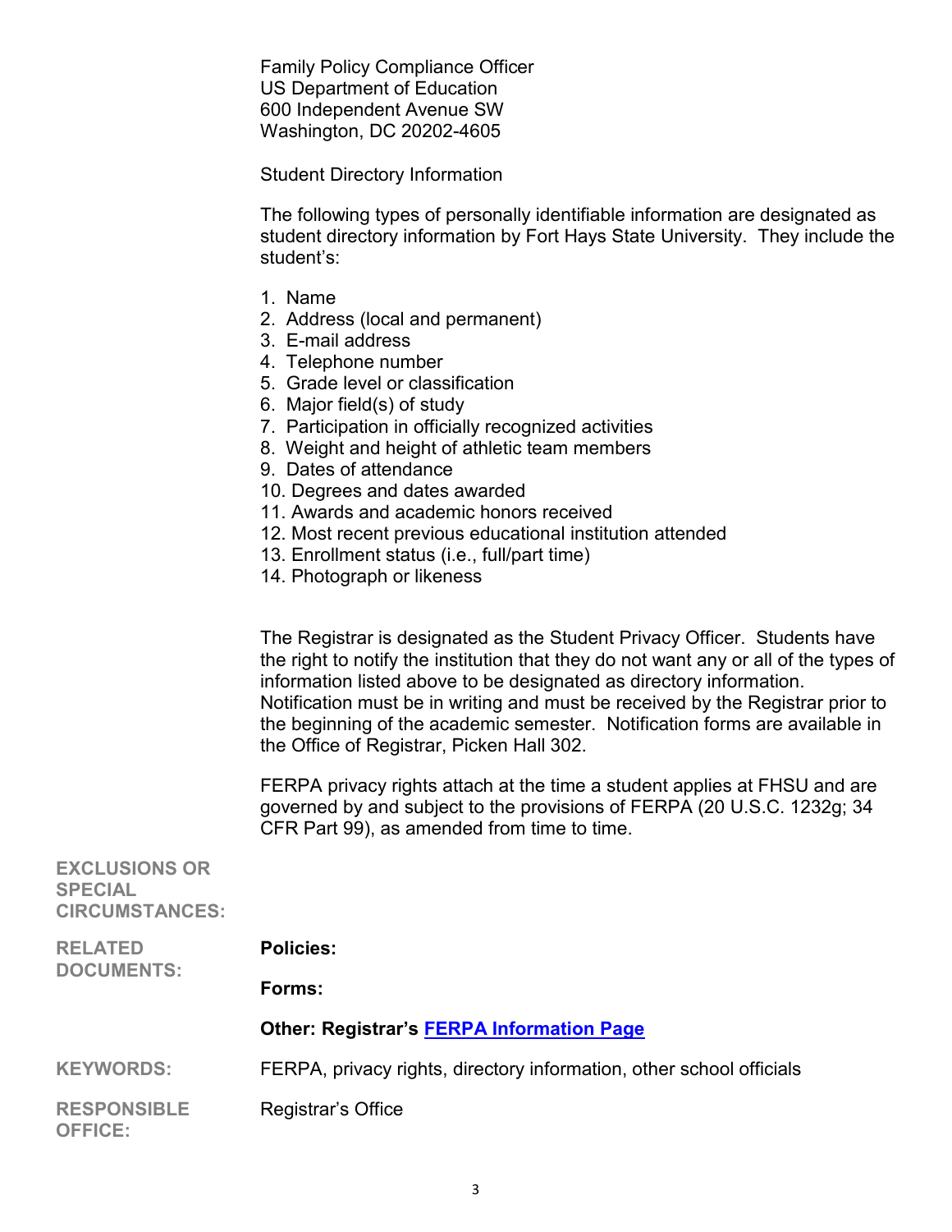Family Policy Compliance Officer
US Department of Education
600 Independent Avenue SW
Washington, DC 20202-4605

Student Directory Information

The following types of personally identifiable information are designated as student directory information by Fort Hays State University. They include the student's:

1. Name
2. Address (local and permanent)
3. E-mail address
4. Telephone number
5. Grade level or classification
6. Major field(s) of study
7. Participation in officially recognized activities
8. Weight and height of athletic team members
9. Dates of attendance
10. Degrees and dates awarded
11. Awards and academic honors received
12. Most recent previous educational institution attended
13. Enrollment status (i.e., full/part time)
14. Photograph or likeness

The Registrar is designated as the Student Privacy Officer. Students have the right to notify the institution that they do not want any or all of the types of information listed above to be designated as directory information. Notification must be in writing and must be received by the Registrar prior to the beginning of the academic semester. Notification forms are available in the Office of Registrar, Picken Hall 302.

FERPA privacy rights attach at the time a student applies at FHSU and are governed by and subject to the provisions of FERPA (20 U.S.C. 1232g; 34 CFR Part 99), as amended from time to time.

**EXCLUSIONS OR SPECIAL CIRCUMSTANCES:**

**RELATED DOCUMENTS:**

**Policies:**

**Forms:**

**Other: Registrar's FERPA Information Page**

**KEYWORDS:** FERPA, privacy rights, directory information, other school officials

**RESPONSIBLE OFFICE:** Registrar's Office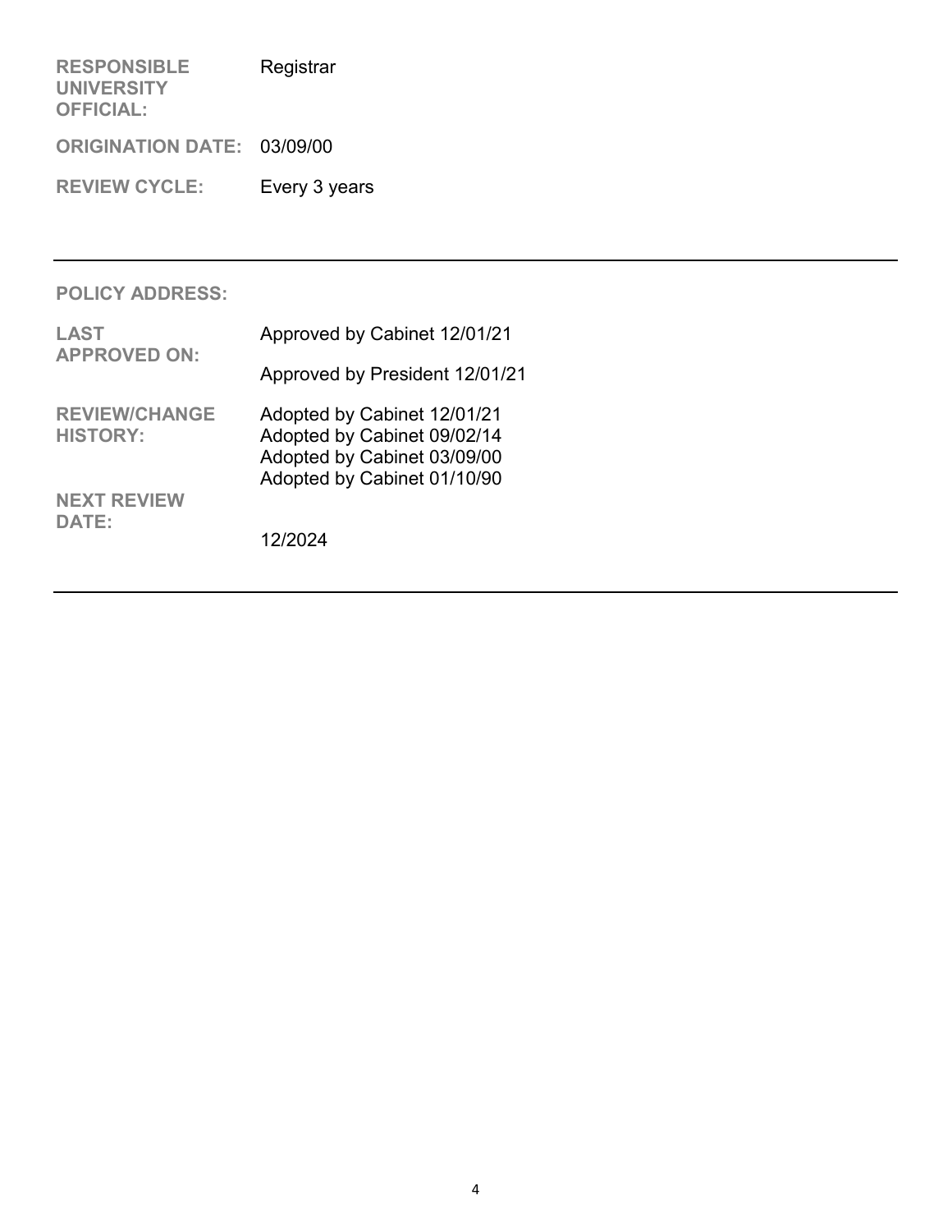| | |
|---|---|
| **RESPONSIBLE UNIVERSITY OFFICIAL:** | Registrar |
| **ORIGINATION DATE:** | 03/09/00 |
| **REVIEW CYCLE:** | Every 3 years |

---

| | |
|---|---|
| **POLICY ADDRESS:** | |
| **LAST APPROVED ON:** | Approved by Cabinet 12/01/21<br>Approved by President 12/01/21 |
| **REVIEW/CHANGE HISTORY:** | Adopted by Cabinet 12/01/21<br>Adopted by Cabinet 09/02/14<br>Adopted by Cabinet 03/09/00<br>Adopted by Cabinet 01/10/90 |
| **NEXT REVIEW DATE:** | 12/2024 |

---